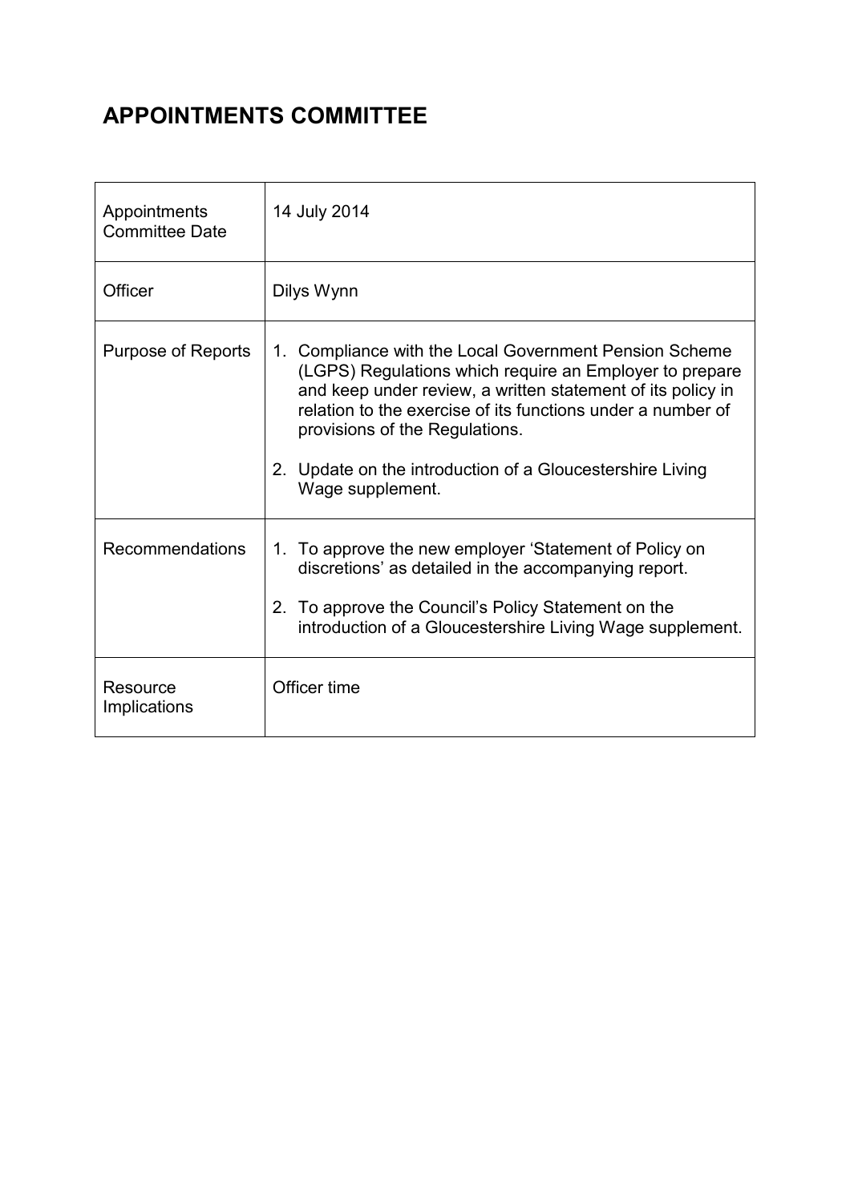# APPOINTMENTS COMMITTEE

| | |
|---|---|
| Appointments Committee Date | 14 July 2014 |
| Officer | Dilys Wynn |
| Purpose of Reports | 1. Compliance with the Local Government Pension Scheme (LGPS) Regulations which require an Employer to prepare and keep under review, a written statement of its policy in relation to the exercise of its functions under a number of provisions of the Regulations.<br><br>2. Update on the introduction of a Gloucestershire Living Wage supplement. |
| Recommendations | 1. To approve the new employer 'Statement of Policy on discretions' as detailed in the accompanying report.<br><br>2. To approve the Council's Policy Statement on the introduction of a Gloucestershire Living Wage supplement. |
| Resource Implications | Officer time |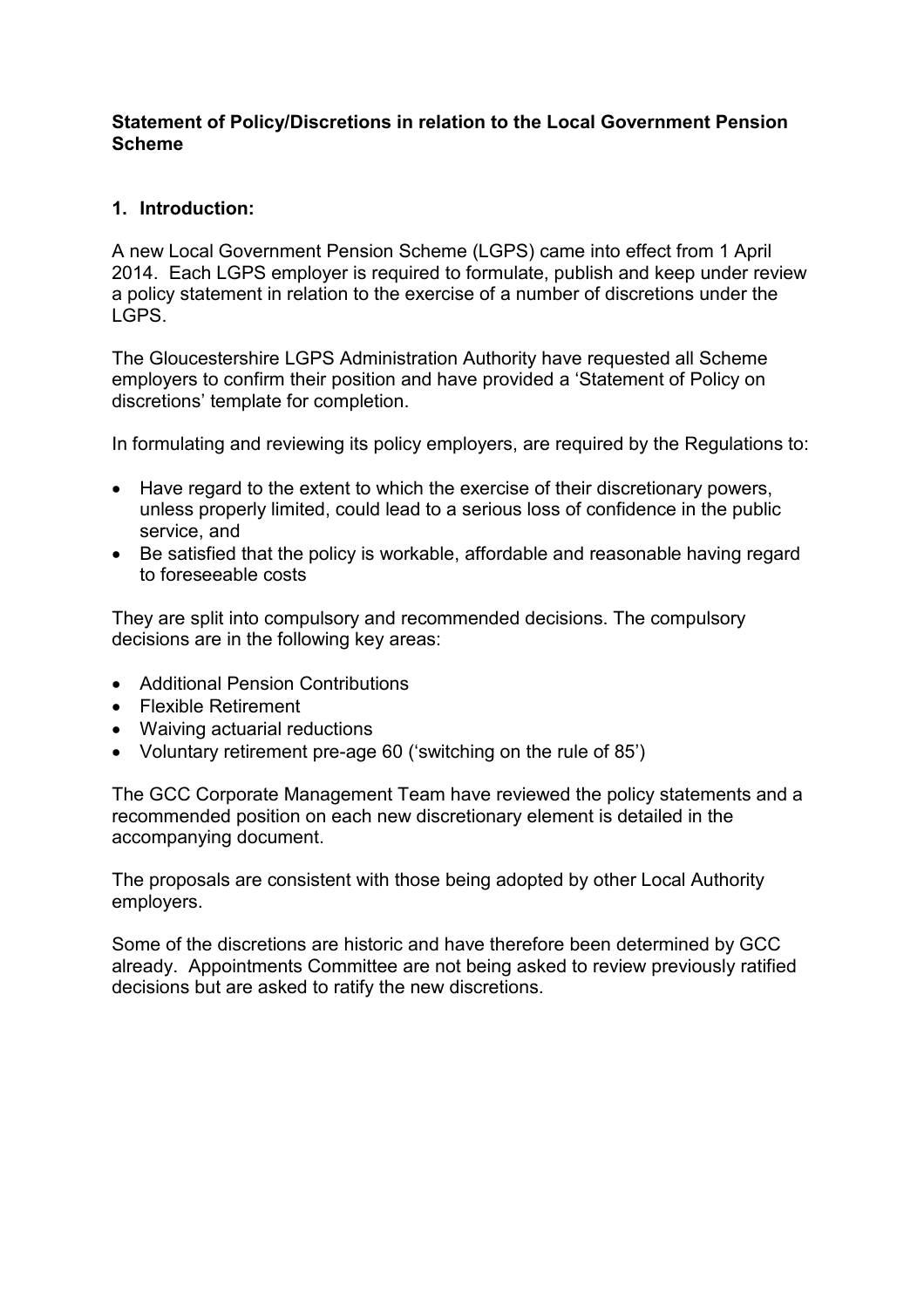**Statement of Policy/Discretions in relation to the Local Government Pension Scheme**

## 1. Introduction:

A new Local Government Pension Scheme (LGPS) came into effect from 1 April 2014. Each LGPS employer is required to formulate, publish and keep under review a policy statement in relation to the exercise of a number of discretions under the LGPS.

The Gloucestershire LGPS Administration Authority have requested all Scheme employers to confirm their position and have provided a 'Statement of Policy on discretions' template for completion.

In formulating and reviewing its policy employers, are required by the Regulations to:

- Have regard to the extent to which the exercise of their discretionary powers, unless properly limited, could lead to a serious loss of confidence in the public service, and
- Be satisfied that the policy is workable, affordable and reasonable having regard to foreseeable costs

They are split into compulsory and recommended decisions. The compulsory decisions are in the following key areas:

- Additional Pension Contributions
- Flexible Retirement
- Waiving actuarial reductions
- Voluntary retirement pre-age 60 ('switching on the rule of 85')

The GCC Corporate Management Team have reviewed the policy statements and a recommended position on each new discretionary element is detailed in the accompanying document.

The proposals are consistent with those being adopted by other Local Authority employers.

Some of the discretions are historic and have therefore been determined by GCC already. Appointments Committee are not being asked to review previously ratified decisions but are asked to ratify the new discretions.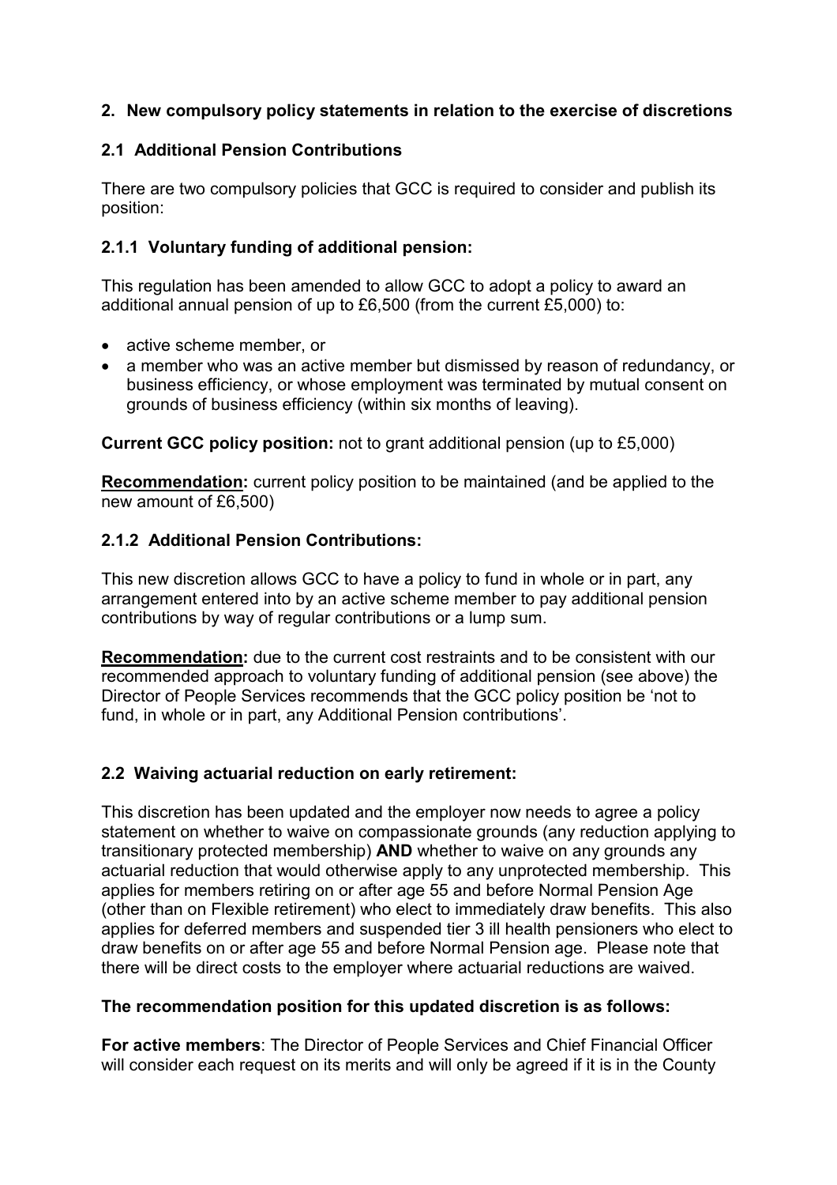## 2. New compulsory policy statements in relation to the exercise of discretions

### 2.1 Additional Pension Contributions

There are two compulsory policies that GCC is required to consider and publish its position:

#### 2.1.1 Voluntary funding of additional pension:

This regulation has been amended to allow GCC to adopt a policy to award an additional annual pension of up to £6,500 (from the current £5,000) to:

- active scheme member, or
- a member who was an active member but dismissed by reason of redundancy, or business efficiency, or whose employment was terminated by mutual consent on grounds of business efficiency (within six months of leaving).

**Current GCC policy position:** not to grant additional pension (up to £5,000)

**Recommendation:** current policy position to be maintained (and be applied to the new amount of £6,500)

#### 2.1.2 Additional Pension Contributions:

This new discretion allows GCC to have a policy to fund in whole or in part, any arrangement entered into by an active scheme member to pay additional pension contributions by way of regular contributions or a lump sum.

**Recommendation:** due to the current cost restraints and to be consistent with our recommended approach to voluntary funding of additional pension (see above) the Director of People Services recommends that the GCC policy position be 'not to fund, in whole or in part, any Additional Pension contributions'.

### 2.2 Waiving actuarial reduction on early retirement:

This discretion has been updated and the employer now needs to agree a policy statement on whether to waive on compassionate grounds (any reduction applying to transitionary protected membership) **AND** whether to waive on any grounds any actuarial reduction that would otherwise apply to any unprotected membership. This applies for members retiring on or after age 55 and before Normal Pension Age (other than on Flexible retirement) who elect to immediately draw benefits. This also applies for deferred members and suspended tier 3 ill health pensioners who elect to draw benefits on or after age 55 and before Normal Pension age. Please note that there will be direct costs to the employer where actuarial reductions are waived.

**The recommendation position for this updated discretion is as follows:**

**For active members**: The Director of People Services and Chief Financial Officer will consider each request on its merits and will only be agreed if it is in the County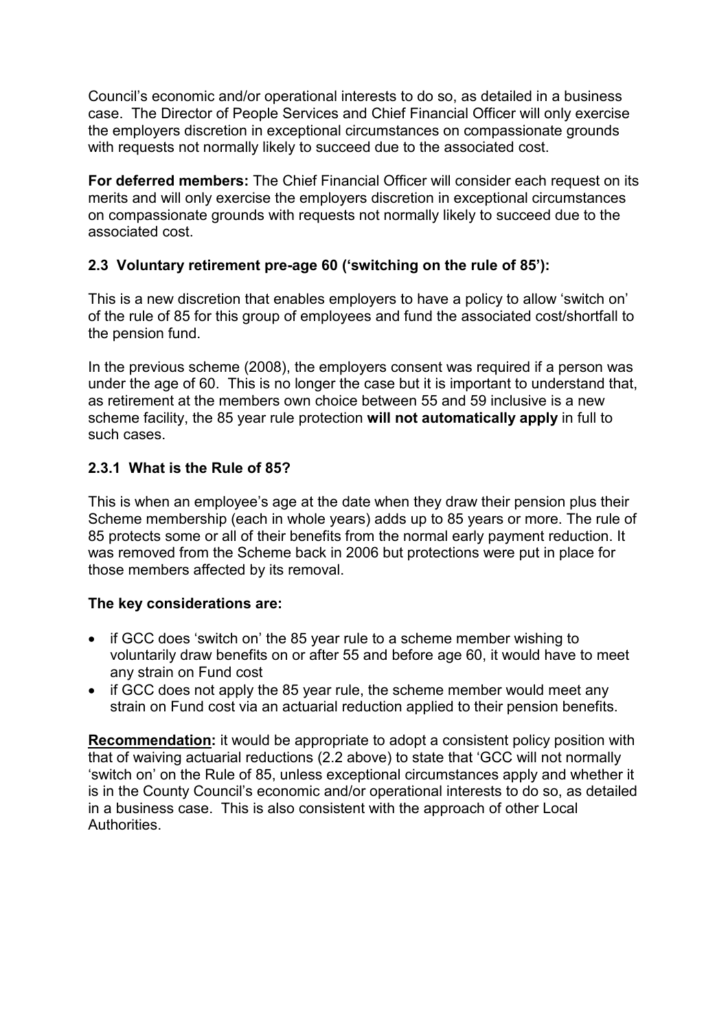Council's economic and/or operational interests to do so, as detailed in a business case. The Director of People Services and Chief Financial Officer will only exercise the employers discretion in exceptional circumstances on compassionate grounds with requests not normally likely to succeed due to the associated cost.

**For deferred members:** The Chief Financial Officer will consider each request on its merits and will only exercise the employers discretion in exceptional circumstances on compassionate grounds with requests not normally likely to succeed due to the associated cost.

### 2.3 Voluntary retirement pre-age 60 ('switching on the rule of 85'):

This is a new discretion that enables employers to have a policy to allow 'switch on' of the rule of 85 for this group of employees and fund the associated cost/shortfall to the pension fund.

In the previous scheme (2008), the employers consent was required if a person was under the age of 60. This is no longer the case but it is important to understand that, as retirement at the members own choice between 55 and 59 inclusive is a new scheme facility, the 85 year rule protection **will not automatically apply** in full to such cases.

### 2.3.1 What is the Rule of 85?

This is when an employee's age at the date when they draw their pension plus their Scheme membership (each in whole years) adds up to 85 years or more. The rule of 85 protects some or all of their benefits from the normal early payment reduction. It was removed from the Scheme back in 2006 but protections were put in place for those members affected by its removal.

**The key considerations are:**

- if GCC does 'switch on' the 85 year rule to a scheme member wishing to voluntarily draw benefits on or after 55 and before age 60, it would have to meet any strain on Fund cost
- if GCC does not apply the 85 year rule, the scheme member would meet any strain on Fund cost via an actuarial reduction applied to their pension benefits.

**<u>Recommendation</u>:** it would be appropriate to adopt a consistent policy position with that of waiving actuarial reductions (2.2 above) to state that 'GCC will not normally 'switch on' on the Rule of 85, unless exceptional circumstances apply and whether it is in the County Council's economic and/or operational interests to do so, as detailed in a business case. This is also consistent with the approach of other Local Authorities.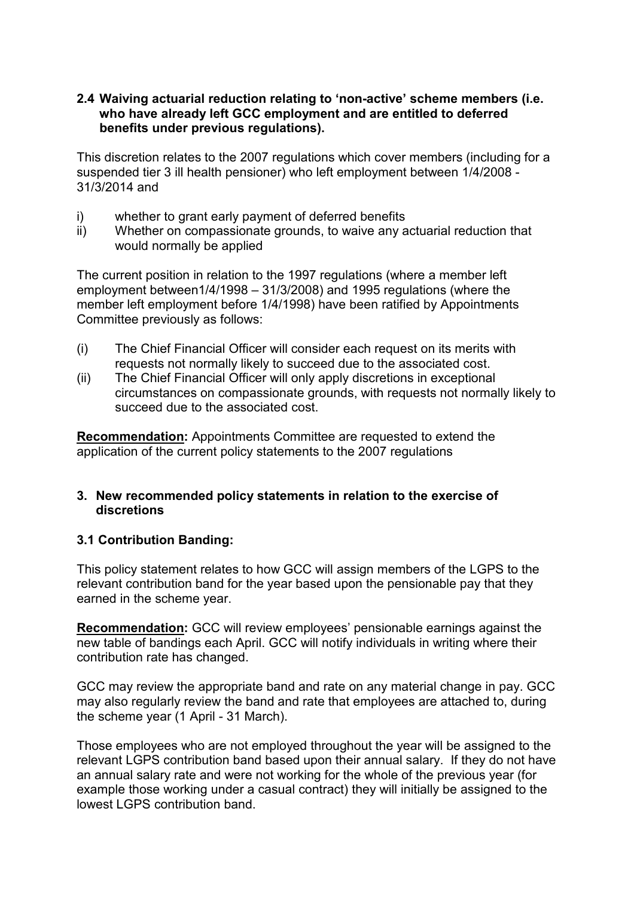### 2.4 Waiving actuarial reduction relating to 'non-active' scheme members (i.e. who have already left GCC employment and are entitled to deferred benefits under previous regulations).

This discretion relates to the 2007 regulations which cover members (including for a suspended tier 3 ill health pensioner) who left employment between 1/4/2008 - 31/3/2014 and

i) whether to grant early payment of deferred benefits
ii) Whether on compassionate grounds, to waive any actuarial reduction that would normally be applied

The current position in relation to the 1997 regulations (where a member left employment between1/4/1998 – 31/3/2008) and 1995 regulations (where the member left employment before 1/4/1998) have been ratified by Appointments Committee previously as follows:

(i) The Chief Financial Officer will consider each request on its merits with requests not normally likely to succeed due to the associated cost.
(ii) The Chief Financial Officer will only apply discretions in exceptional circumstances on compassionate grounds, with requests not normally likely to succeed due to the associated cost.

**Recommendation:** Appointments Committee are requested to extend the application of the current policy statements to the 2007 regulations

## 3. New recommended policy statements in relation to the exercise of discretions

### 3.1 Contribution Banding:

This policy statement relates to how GCC will assign members of the LGPS to the relevant contribution band for the year based upon the pensionable pay that they earned in the scheme year.

**Recommendation:** GCC will review employees' pensionable earnings against the new table of bandings each April. GCC will notify individuals in writing where their contribution rate has changed.

GCC may review the appropriate band and rate on any material change in pay. GCC may also regularly review the band and rate that employees are attached to, during the scheme year (1 April - 31 March).

Those employees who are not employed throughout the year will be assigned to the relevant LGPS contribution band based upon their annual salary. If they do not have an annual salary rate and were not working for the whole of the previous year (for example those working under a casual contract) they will initially be assigned to the lowest LGPS contribution band.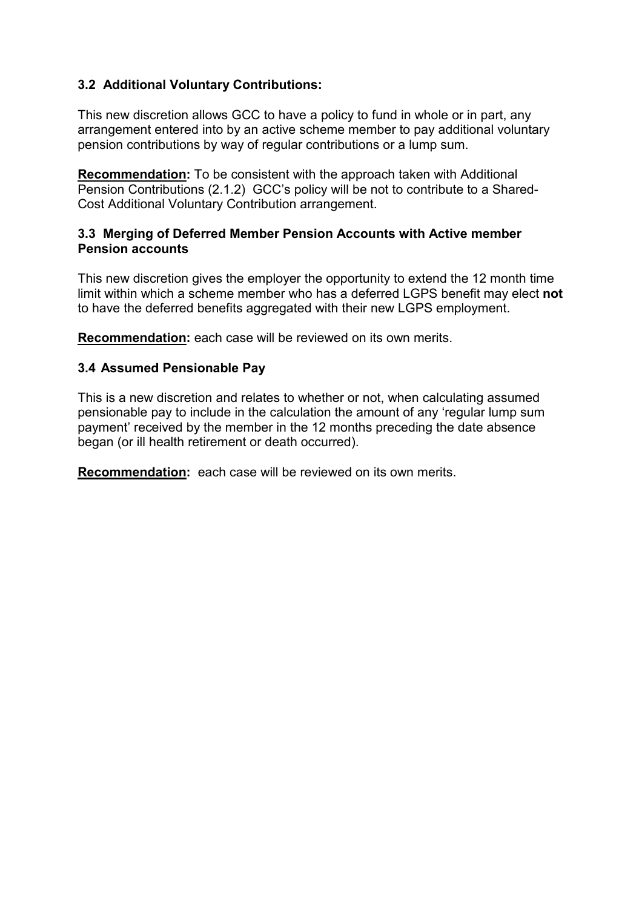### 3.2 Additional Voluntary Contributions:

This new discretion allows GCC to have a policy to fund in whole or in part, any arrangement entered into by an active scheme member to pay additional voluntary pension contributions by way of regular contributions or a lump sum.

**Recommendation:** To be consistent with the approach taken with Additional Pension Contributions (2.1.2) GCC's policy will be not to contribute to a Shared-Cost Additional Voluntary Contribution arrangement.

### 3.3 Merging of Deferred Member Pension Accounts with Active member Pension accounts

This new discretion gives the employer the opportunity to extend the 12 month time limit within which a scheme member who has a deferred LGPS benefit may elect **not** to have the deferred benefits aggregated with their new LGPS employment.

**Recommendation:** each case will be reviewed on its own merits.

### 3.4 Assumed Pensionable Pay

This is a new discretion and relates to whether or not, when calculating assumed pensionable pay to include in the calculation the amount of any 'regular lump sum payment' received by the member in the 12 months preceding the date absence began (or ill health retirement or death occurred).

**Recommendation:** each case will be reviewed on its own merits.